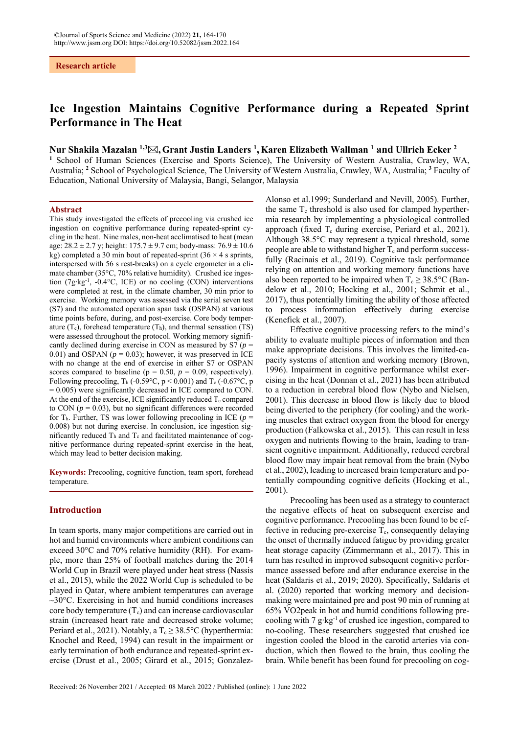Research article

# Ice Ingestion Maintains Cognitive Performance during a Repeated Sprint Performance in The Heat

**Nur Shakila Mazalan [1,3]✉, Grant Justin Landers [1], Karen Elizabeth Wallman [1] and Ullrich Ecker [2]**

[1] School of Human Sciences (Exercise and Sports Science), The University of Western Australia, Crawley, WA, Australia; [2] School of Psychological Science, The University of Western Australia, Crawley, WA, Australia; [3] Faculty of Education, National University of Malaysia, Bangi, Selangor, Malaysia

## Abstract

This study investigated the effects of precooling via crushed ice ingestion on cognitive performance during repeated-sprint cycling in the heat. Nine males, non-heat acclimatised to heat (mean age: 28.2 ± 2.7 y; height: 175.7 ± 9.7 cm; body-mass: 76.9 ± 10.6 kg) completed a 30 min bout of repeated-sprint (36 × 4 s sprints, interspersed with 56 s rest-breaks) on a cycle ergometer in a climate chamber (35°C, 70% relative humidity). Crushed ice ingestion (7g·kg$^{-1}$, -0.4°C, ICE) or no cooling (CON) interventions were completed at rest, in the climate chamber, 30 min prior to exercise. Working memory was assessed via the serial seven test (S7) and the automated operation span task (OSPAN) at various time points before, during, and post-exercise. Core body temperature ($T_c$), forehead temperature ($T_h$), and thermal sensation (TS) were assessed throughout the protocol. Working memory significantly declined during exercise in CON as measured by S7 ($p$ = 0.01) and OSPAN ($p$ = 0.03); however, it was preserved in ICE with no change at the end of exercise in either S7 or OSPAN scores compared to baseline ($p$ = 0.50, $p$ = 0.09, respectively). Following precooling, $T_h$ (-0.59°C, $p$ < 0.001) and $T_c$ (-0.67°C, $p$ = 0.005) were significantly decreased in ICE compared to CON. At the end of the exercise, ICE significantly reduced $T_c$ compared to CON ($p$ = 0.03), but no significant differences were recorded for $T_h$. Further, TS was lower following precooling in ICE ($p$ = 0.008) but not during exercise. In conclusion, ice ingestion significantly reduced $T_h$ and $T_c$ and facilitated maintenance of cognitive performance during repeated-sprint exercise in the heat, which may lead to better decision making.

**Keywords:** Precooling, cognitive function, team sport, forehead temperature.

## Introduction

In team sports, many major competitions are carried out in hot and humid environments where ambient conditions can exceed 30°C and 70% relative humidity (RH). For example, more than 25% of football matches during the 2014 World Cup in Brazil were played under heat stress (Nassis et al., 2015), while the 2022 World Cup is scheduled to be played in Qatar, where ambient temperatures can average ~30°C. Exercising in hot and humid conditions increases core body temperature ($T_c$) and can increase cardiovascular strain (increased heart rate and decreased stroke volume; Periard et al., 2021). Notably, a $T_c \geq 38.5$°C (hyperthermia: Knochel and Reed, 1994) can result in the impairment or early termination of both endurance and repeated-sprint exercise (Drust et al., 2005; Girard et al., 2015; Gonzalez-Alonso et al.1999; Sunderland and Nevill, 2005). Further, the same $T_c$ threshold is also used for clamped hyperthermia research by implementing a physiological controlled approach (fixed $T_c$ during exercise, Periard et al., 2021). Although 38.5°C may represent a typical threshold, some people are able to withstand higher $T_c$ and perform successfully (Racinais et al., 2019). Cognitive task performance relying on attention and working memory functions have also been reported to be impaired when $T_c \geq 38.5$°C (Bandelow et al., 2010; Hocking et al., 2001; Schmit et al., 2017), thus potentially limiting the ability of those affected to process information effectively during exercise (Kenefick et al., 2007).

Effective cognitive processing refers to the mind's ability to evaluate multiple pieces of information and then make appropriate decisions. This involves the limited-capacity systems of attention and working memory (Brown, 1996). Impairment in cognitive performance whilst exercising in the heat (Donnan et al., 2021) has been attributed to a reduction in cerebral blood flow (Nybo and Nielsen, 2001). This decrease in blood flow is likely due to blood being diverted to the periphery (for cooling) and the working muscles that extract oxygen from the blood for energy production (Falkowska et al., 2015). This can result in less oxygen and nutrients flowing to the brain, leading to transient cognitive impairment. Additionally, reduced cerebral blood flow may impair heat removal from the brain (Nybo et al., 2002), leading to increased brain temperature and potentially compounding cognitive deficits (Hocking et al., 2001).

Precooling has been used as a strategy to counteract the negative effects of heat on subsequent exercise and cognitive performance. Precooling has been found to be effective in reducing pre-exercise $T_c$, consequently delaying the onset of thermally induced fatigue by providing greater heat storage capacity (Zimmermann et al., 2017). This in turn has resulted in improved subsequent cognitive performance assessed before and after endurance exercise in the heat (Saldaris et al., 2019; 2020). Specifically, Saldaris et al. (2020) reported that working memory and decision-making were maintained pre and post 90 min of running at 65% VO2peak in hot and humid conditions following precooling with 7 g·kg$^{-1}$ of crushed ice ingestion, compared to no-cooling. These researchers suggested that crushed ice ingestion cooled the blood in the carotid arteries via conduction, which then flowed to the brain, thus cooling the brain. While benefit has been found for precooling on cog-

Received: 26 November 2021 / Accepted: 08 March 2022 / Published (online): 1 June 2022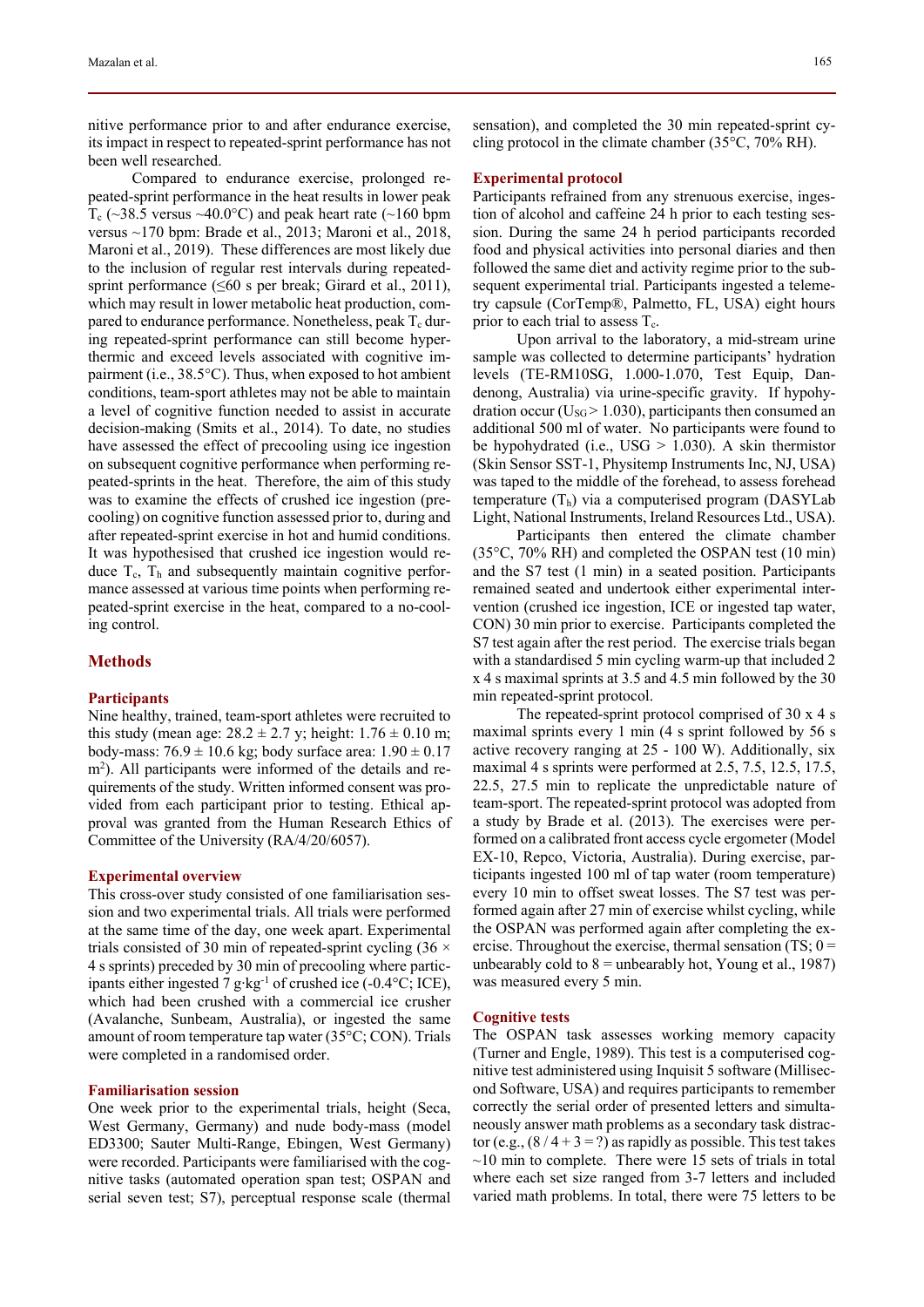nitive performance prior to and after endurance exercise, its impact in respect to repeated-sprint performance has not been well researched.

Compared to endurance exercise, prolonged repeated-sprint performance in the heat results in lower peak $T_c$ (~38.5 versus ~40.0°C) and peak heart rate (~160 bpm versus ~170 bpm: Brade et al., 2013; Maroni et al., 2018, Maroni et al., 2019). These differences are most likely due to the inclusion of regular rest intervals during repeated-sprint performance (≤60 s per break; Girard et al., 2011), which may result in lower metabolic heat production, compared to endurance performance. Nonetheless, peak $T_c$ during repeated-sprint performance can still become hyperthermic and exceed levels associated with cognitive impairment (i.e., 38.5°C). Thus, when exposed to hot ambient conditions, team-sport athletes may not be able to maintain a level of cognitive function needed to assist in accurate decision-making (Smits et al., 2014). To date, no studies have assessed the effect of precooling using ice ingestion on subsequent cognitive performance when performing repeated-sprints in the heat. Therefore, the aim of this study was to examine the effects of crushed ice ingestion (precooling) on cognitive function assessed prior to, during and after repeated-sprint exercise in hot and humid conditions. It was hypothesised that crushed ice ingestion would reduce $T_c$, $T_h$ and subsequently maintain cognitive performance assessed at various time points when performing repeated-sprint exercise in the heat, compared to a no-cooling control.

## Methods

### Participants

Nine healthy, trained, team-sport athletes were recruited to this study (mean age: 28.2 ± 2.7 y; height: 1.76 ± 0.10 m; body-mass: 76.9 ± 10.6 kg; body surface area: 1.90 ± 0.17 $m^2$). All participants were informed of the details and requirements of the study. Written informed consent was provided from each participant prior to testing. Ethical approval was granted from the Human Research Ethics of Committee of the University (RA/4/20/6057).

### Experimental overview

This cross-over study consisted of one familiarisation session and two experimental trials. All trials were performed at the same time of the day, one week apart. Experimental trials consisted of 30 min of repeated-sprint cycling (36 × 4 s sprints) preceded by 30 min of precooling where participants either ingested 7 $g \cdot kg^{-1}$ of crushed ice (-0.4°C; ICE), which had been crushed with a commercial ice crusher (Avalanche, Sunbeam, Australia), or ingested the same amount of room temperature tap water (35°C; CON). Trials were completed in a randomised order.

### Familiarisation session

One week prior to the experimental trials, height (Seca, West Germany, Germany) and nude body-mass (model ED3300; Sauter Multi-Range, Ebingen, West Germany) were recorded. Participants were familiarised with the cognitive tasks (automated operation span test; OSPAN and serial seven test; S7), perceptual response scale (thermal sensation), and completed the 30 min repeated-sprint cycling protocol in the climate chamber (35°C, 70% RH).

### Experimental protocol

Participants refrained from any strenuous exercise, ingestion of alcohol and caffeine 24 h prior to each testing session. During the same 24 h period participants recorded food and physical activities into personal diaries and then followed the same diet and activity regime prior to the subsequent experimental trial. Participants ingested a telemetry capsule (CorTemp®, Palmetto, FL, USA) eight hours prior to each trial to assess $T_c$.

Upon arrival to the laboratory, a mid-stream urine sample was collected to determine participants' hydration levels (TE-RM10SG, 1.000-1.070, Test Equip, Dandenong, Australia) via urine-specific gravity. If hypohydration occur ($U_{SG}$ > 1.030), participants then consumed an additional 500 ml of water. No participants were found to be hypohydrated (i.e., USG > 1.030). A skin thermistor (Skin Sensor SST-1, Physitemp Instruments Inc, NJ, USA) was taped to the middle of the forehead, to assess forehead temperature ($T_h$) via a computerised program (DASYLab Light, National Instruments, Ireland Resources Ltd., USA).

Participants then entered the climate chamber (35°C, 70% RH) and completed the OSPAN test (10 min) and the S7 test (1 min) in a seated position. Participants remained seated and undertook either experimental intervention (crushed ice ingestion, ICE or ingested tap water, CON) 30 min prior to exercise. Participants completed the S7 test again after the rest period. The exercise trials began with a standardised 5 min cycling warm-up that included 2 x 4 s maximal sprints at 3.5 and 4.5 min followed by the 30 min repeated-sprint protocol.

The repeated-sprint protocol comprised of 30 x 4 s maximal sprints every 1 min (4 s sprint followed by 56 s active recovery ranging at 25 - 100 W). Additionally, six maximal 4 s sprints were performed at 2.5, 7.5, 12.5, 17.5, 22.5, 27.5 min to replicate the unpredictable nature of team-sport. The repeated-sprint protocol was adopted from a study by Brade et al. (2013). The exercises were performed on a calibrated front access cycle ergometer (Model EX-10, Repco, Victoria, Australia). During exercise, participants ingested 100 ml of tap water (room temperature) every 10 min to offset sweat losses. The S7 test was performed again after 27 min of exercise whilst cycling, while the OSPAN was performed again after completing the exercise. Throughout the exercise, thermal sensation (TS; 0 = unbearably cold to 8 = unbearably hot, Young et al., 1987) was measured every 5 min.

### Cognitive tests

The OSPAN task assesses working memory capacity (Turner and Engle, 1989). This test is a computerised cognitive test administered using Inquisit 5 software (Millisecond Software, USA) and requires participants to remember correctly the serial order of presented letters and simultaneously answer math problems as a secondary task distractor (e.g., (8 / 4 + 3 = ?) as rapidly as possible. This test takes ~10 min to complete. There were 15 sets of trials in total where each set size ranged from 3-7 letters and included varied math problems. In total, there were 75 letters to be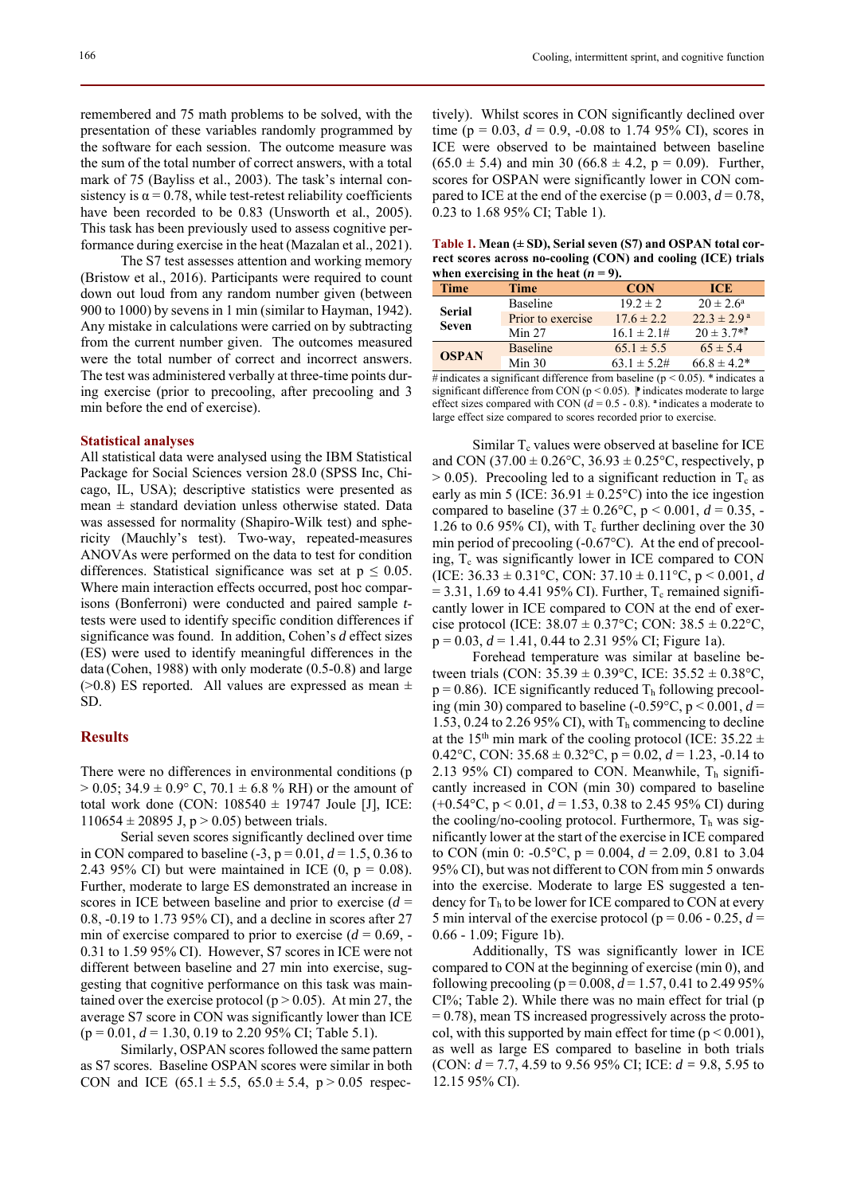remembered and 75 math problems to be solved, with the presentation of these variables randomly programmed by the software for each session. The outcome measure was the sum of the total number of correct answers, with a total mark of 75 (Bayliss et al., 2003). The task's internal consistency is α = 0.78, while test-retest reliability coefficients have been recorded to be 0.83 (Unsworth et al., 2005). This task has been previously used to assess cognitive performance during exercise in the heat (Mazalan et al., 2021).

The S7 test assesses attention and working memory (Bristow et al., 2016). Participants were required to count down out loud from any random number given (between 900 to 1000) by sevens in 1 min (similar to Hayman, 1942). Any mistake in calculations were carried on by subtracting from the current number given. The outcomes measured were the total number of correct and incorrect answers. The test was administered verbally at three-time points during exercise (prior to precooling, after precooling and 3 min before the end of exercise).

### Statistical analyses

All statistical data were analysed using the IBM Statistical Package for Social Sciences version 28.0 (SPSS Inc, Chicago, IL, USA); descriptive statistics were presented as mean ± standard deviation unless otherwise stated. Data was assessed for normality (Shapiro-Wilk test) and sphericity (Mauchly's test). Two-way, repeated-measures ANOVAs were performed on the data to test for condition differences. Statistical significance was set at $p \leq 0.05$. Where main interaction effects occurred, post hoc comparisons (Bonferroni) were conducted and paired sample *t*-tests were used to identify specific condition differences if significance was found. In addition, Cohen's *d* effect sizes (ES) were used to identify meaningful differences in the data (Cohen, 1988) with only moderate (0.5-0.8) and large (>0.8) ES reported. All values are expressed as mean ± SD.

## Results

There were no differences in environmental conditions ($p > 0.05$; 34.9 ± 0.9° C, 70.1 ± 6.8 % RH) or the amount of total work done (CON: 108540 ± 19747 Joule [J], ICE: 110654 ± 20895 J, $p > 0.05$) between trials.

Serial seven scores significantly declined over time in CON compared to baseline (-3, $p = 0.01$, $d = 1.5$, 0.36 to 2.43 95% CI) but were maintained in ICE (0, $p = 0.08$). Further, moderate to large ES demonstrated an increase in scores in ICE between baseline and prior to exercise ($d = 0.8$, -0.19 to 1.73 95% CI), and a decline in scores after 27 min of exercise compared to prior to exercise ($d = 0.69$, -0.31 to 1.59 95% CI). However, S7 scores in ICE were not different between baseline and 27 min into exercise, suggesting that cognitive performance on this task was maintained over the exercise protocol ($p > 0.05$). At min 27, the average S7 score in CON was significantly lower than ICE ($p = 0.01$, $d = 1.30$, 0.19 to 2.20 95% CI; Table 5.1).

Similarly, OSPAN scores followed the same pattern as S7 scores. Baseline OSPAN scores were similar in both CON and ICE (65.1 ± 5.5, 65.0 ± 5.4, $p > 0.05$ respectively). Whilst scores in CON significantly declined over time ($p = 0.03$, $d = 0.9$, -0.08 to 1.74 95% CI), scores in ICE were observed to be maintained between baseline (65.0 ± 5.4) and min 30 (66.8 ± 4.2, $p = 0.09$). Further, scores for OSPAN were significantly lower in CON compared to ICE at the end of the exercise ($p = 0.003$, $d = 0.78$, 0.23 to 1.68 95% CI; Table 1).

**Table 1. Mean (± SD), Serial seven (S7) and OSPAN total correct scores across no-cooling (CON) and cooling (ICE) trials when exercising in the heat ($n = 9$).**

| Time | Time | CON | ICE |
|---|---|---|---|
| Serial Seven | Baseline | 19.2 ± 2 | 20 ± 2.6[a] |
| | Prior to exercise | 17.6 ± 2.2 | 22.3 ± 2.9 [a] |
| | Min 27 | 16.1 ± 2.1# | 20 ± 3.7*⁋ |
| OSPAN | Baseline | 65.1 ± 5.5 | 65 ± 5.4 |
| | Min 30 | 63.1 ± 5.2# | 66.8 ± 4.2* |

\# indicates a significant difference from baseline ($p < 0.05$). * indicates a significant difference from CON ($p < 0.05$). ⁋ indicates moderate to large effect size compared with CON ($d = 0.5 - 0.8$). [a] indicates a moderate to large effect size compared to scores recorded prior to exercise.

Similar $T_c$ values were observed at baseline for ICE and CON (37.00 ± 0.26°C, 36.93 ± 0.25°C, respectively, $p > 0.05$). Precooling led to a significant reduction in $T_c$ as early as min 5 (ICE: 36.91 ± 0.25°C) into the ice ingestion compared to baseline (37 ± 0.26°C, $p < 0.001$, $d = 0.35$, -1.26 to 0.6 95% CI), with $T_c$ further declining over the 30 min period of precooling (-0.67°C). At the end of precooling, $T_c$ was significantly lower in ICE compared to CON (ICE: 36.33 ± 0.31°C, CON: 37.10 ± 0.11°C, $p < 0.001$, $d = 3.31$, 1.69 to 4.41 95% CI). Further, $T_c$ remained significantly lower in ICE compared to CON at the end of exercise protocol (ICE: 38.07 ± 0.37°C; CON: 38.5 ± 0.22°C, $p = 0.03$, $d = 1.41$, 0.44 to 2.31 95% CI; Figure 1a).

Forehead temperature was similar at baseline between trials (CON: 35.39 ± 0.39°C, ICE: 35.52 ± 0.38°C, $p = 0.86$). ICE significantly reduced $T_h$ following precooling (min 30) compared to baseline (-0.59°C, $p < 0.001$, $d = 1.53$, 0.24 to 2.26 95% CI), with $T_h$ commencing to decline at the 15[th] min mark of the cooling protocol (ICE: 35.22 ± 0.42°C, CON: 35.68 ± 0.32°C, $p = 0.02$, $d = 1.23$, -0.14 to 2.13 95% CI) compared to CON. Meanwhile, $T_h$ significantly increased in CON (min 30) compared to baseline (+0.54°C, $p < 0.01$, $d = 1.53$, 0.38 to 2.45 95% CI) during the cooling/no-cooling protocol. Furthermore, $T_h$ was significantly lower at the start of the exercise in ICE compared to CON (min 0: -0.5°C, $p = 0.004$, $d = 2.09$, 0.81 to 3.04 95% CI), but was not different to CON from min 5 onwards into the exercise. Moderate to large ES suggested a tendency for $T_h$ to be lower for ICE compared to CON at every 5 min interval of the exercise protocol ($p = 0.06 - 0.25$, $d = 0.66 - 1.09$; Figure 1b).

Additionally, TS was significantly lower in ICE compared to CON at the beginning of exercise (min 0), and following precooling ($p = 0.008$, $d = 1.57$, 0.41 to 2.49 95% CI%; Table 2). While there was no main effect for trial ($p = 0.78$), mean TS increased progressively across the protocol, with this supported by main effect for time ($p < 0.001$), as well as large ES compared to baseline in both trials (CON: $d = 7.7$, 4.59 to 9.56 95% CI; ICE: $d = 9.8$, 5.95 to 12.15 95% CI).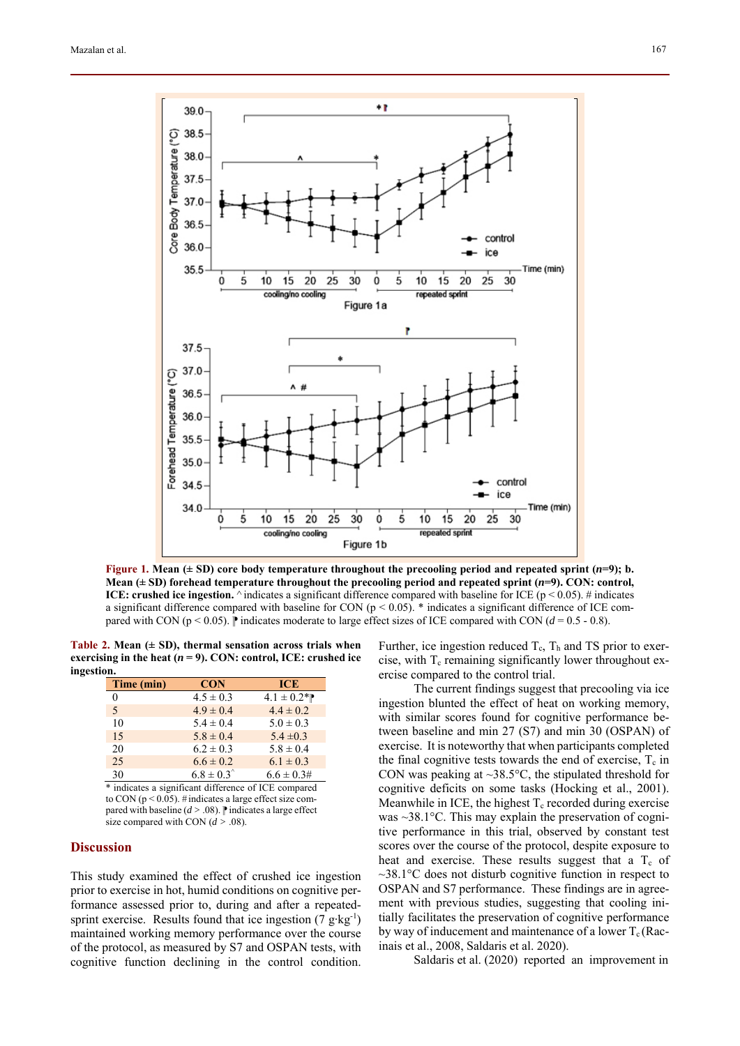**Figure 1.** **Mean (± SD) core body temperature throughout the precooling period and repeated sprint (*n*=9); b. Mean (± SD) forehead temperature throughout the precooling period and repeated sprint (*n*=9). CON: control, ICE: crushed ice ingestion.** ^ indicates a significant difference compared with baseline for ICE ($p < 0.05$). # indicates a significant difference compared with baseline for CON ($p < 0.05$). * indicates a significant difference of ICE compared with CON ($p < 0.05$). ⁋ indicates moderate to large effect sizes of ICE compared with CON ($d = 0.5 - 0.8$).

**Table 2. Mean (± SD), thermal sensation across trials when exercising in the heat (*n* = 9). CON: control, ICE: crushed ice ingestion.**

| Time (min) | CON | ICE |
|---|---|---|
| 0 | 4.5 ± 0.3 | 4.1 ± 0.2*⁋ |
| 5 | 4.9 ± 0.4 | 4.4 ± 0.2 |
| 10 | 5.4 ± 0.4 | 5.0 ± 0.3 |
| 15 | 5.8 ± 0.4 | 5.4 ±0.3 |
| 20 | 6.2 ± 0.3 | 5.8 ± 0.4 |
| 25 | 6.6 ± 0.2 | 6.1 ± 0.3 |
| 30 | 6.8 ± 0.3^ | 6.6 ± 0.3# |

* indicates a significant difference of ICE compared to CON ($p < 0.05$). # indicates a large effect size compared with baseline ($d > .08$). ⁋ indicates a large effect size compared with CON ($d > .08$).

## Discussion

This study examined the effect of crushed ice ingestion prior to exercise in hot, humid conditions on cognitive performance assessed prior to, during and after a repeated-sprint exercise. Results found that ice ingestion (7 $g \cdot kg^{-1}$) maintained working memory performance over the course of the protocol, as measured by S7 and OSPAN tests, with cognitive function declining in the control condition. Further, ice ingestion reduced $T_c$, $T_h$ and TS prior to exercise, with $T_c$ remaining significantly lower throughout exercise compared to the control trial.

The current findings suggest that precooling via ice ingestion blunted the effect of heat on working memory, with similar scores found for cognitive performance between baseline and min 27 (S7) and min 30 (OSPAN) of exercise. It is noteworthy that when participants completed the final cognitive tests towards the end of exercise, $T_c$ in CON was peaking at ~38.5°C, the stipulated threshold for cognitive deficits on some tasks (Hocking et al., 2001). Meanwhile in ICE, the highest $T_c$ recorded during exercise was ~38.1°C. This may explain the preservation of cognitive performance in this trial, observed by constant test scores over the course of the protocol, despite exposure to heat and exercise. These results suggest that a $T_c$ of ~38.1°C does not disturb cognitive function in respect to OSPAN and S7 performance. These findings are in agreement with previous studies, suggesting that cooling initially facilitates the preservation of cognitive performance by way of inducement and maintenance of a lower $T_c$ (Racinais et al., 2008, Saldaris et al. 2020).

Saldaris et al. (2020) reported an improvement in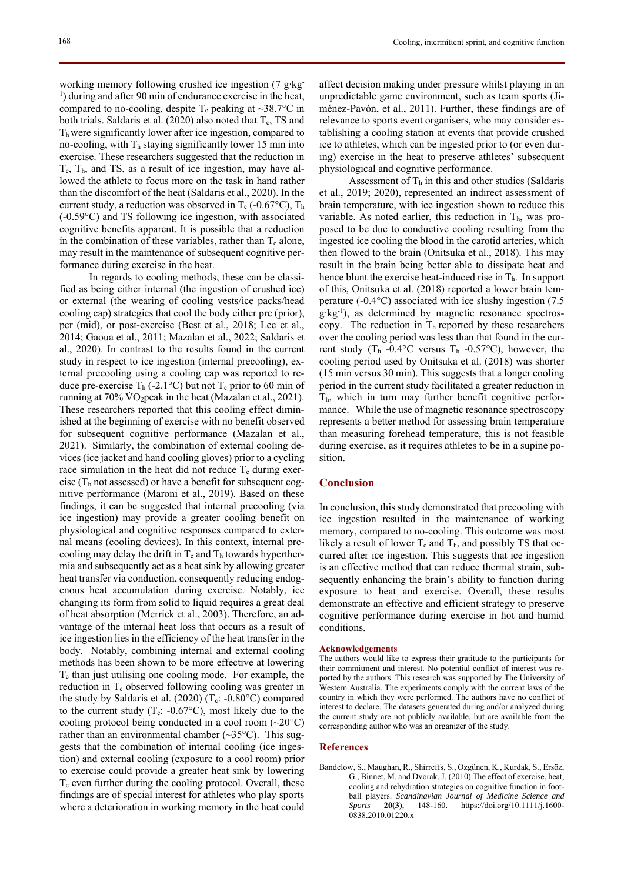working memory following crushed ice ingestion (7 g·kg$^{-1}$) during and after 90 min of endurance exercise in the heat, compared to no-cooling, despite $T_c$ peaking at ~38.7°C in both trials. Saldaris et al. (2020) also noted that $T_c$, TS and $T_h$ were significantly lower after ice ingestion, compared to no-cooling, with $T_h$ staying significantly lower 15 min into exercise. These researchers suggested that the reduction in $T_c$, $T_h$, and TS, as a result of ice ingestion, may have allowed the athlete to focus more on the task in hand rather than the discomfort of the heat (Saldaris et al., 2020). In the current study, a reduction was observed in $T_c$ (-0.67°C), $T_h$ (-0.59°C) and TS following ice ingestion, with associated cognitive benefits apparent. It is possible that a reduction in the combination of these variables, rather than $T_c$ alone, may result in the maintenance of subsequent cognitive performance during exercise in the heat.

In regards to cooling methods, these can be classified as being either internal (the ingestion of crushed ice) or external (the wearing of cooling vests/ice packs/head cooling cap) strategies that cool the body either pre (prior), per (mid), or post-exercise (Best et al., 2018; Lee et al., 2014; Gaoua et al., 2011; Mazalan et al., 2022; Saldaris et al., 2020). In contrast to the results found in the current study in respect to ice ingestion (internal precooling), external precooling using a cooling cap was reported to reduce pre-exercise $T_h$ (-2.1°C) but not $T_c$ prior to 60 min of running at 70% $\dot{V}O_2$peak in the heat (Mazalan et al., 2021). These researchers reported that this cooling effect diminished at the beginning of exercise with no benefit observed for subsequent cognitive performance (Mazalan et al., 2021). Similarly, the combination of external cooling devices (ice jacket and hand cooling gloves) prior to a cycling race simulation in the heat did not reduce $T_c$ during exercise ($T_h$ not assessed) or have a benefit for subsequent cognitive performance (Maroni et al., 2019). Based on these findings, it can be suggested that internal precooling (via ice ingestion) may provide a greater cooling benefit on physiological and cognitive responses compared to external means (cooling devices). In this context, internal precooling may delay the drift in $T_c$ and $T_h$ towards hyperthermia and subsequently act as a heat sink by allowing greater heat transfer via conduction, consequently reducing endogenous heat accumulation during exercise. Notably, ice changing its form from solid to liquid requires a great deal of heat absorption (Merrick et al., 2003). Therefore, an advantage of the internal heat loss that occurs as a result of ice ingestion lies in the efficiency of the heat transfer in the body. Notably, combining internal and external cooling methods has been shown to be more effective at lowering $T_c$ than just utilising one cooling mode. For example, the reduction in $T_c$ observed following cooling was greater in the study by Saldaris et al. (2020) ($T_c$: -0.80°C) compared to the current study ($T_c$: -0.67°C), most likely due to the cooling protocol being conducted in a cool room (~20°C) rather than an environmental chamber (~35°C). This suggests that the combination of internal cooling (ice ingestion) and external cooling (exposure to a cool room) prior to exercise could provide a greater heat sink by lowering $T_c$ even further during the cooling protocol. Overall, these findings are of special interest for athletes who play sports where a deterioration in working memory in the heat could affect decision making under pressure whilst playing in an unpredictable game environment, such as team sports (Jiménez-Pavón, et al., 2011). Further, these findings are of relevance to sports event organisers, who may consider establishing a cooling station at events that provide crushed ice to athletes, which can be ingested prior to (or even during) exercise in the heat to preserve athletes' subsequent physiological and cognitive performance.

Assessment of $T_h$ in this and other studies (Saldaris et al., 2019; 2020), represented an indirect assessment of brain temperature, with ice ingestion shown to reduce this variable. As noted earlier, this reduction in $T_h$, was proposed to be due to conductive cooling resulting from the ingested ice cooling the blood in the carotid arteries, which then flowed to the brain (Onitsuka et al., 2018). This may result in the brain being better able to dissipate heat and hence blunt the exercise heat-induced rise in $T_h$. In support of this, Onitsuka et al. (2018) reported a lower brain temperature (-0.4°C) associated with ice slushy ingestion (7.5 g·kg$^{-1}$), as determined by magnetic resonance spectroscopy. The reduction in $T_h$ reported by these researchers over the cooling period was less than that found in the current study ($T_h$ -0.4°C versus $T_h$ -0.57°C), however, the cooling period used by Onitsuka et al. (2018) was shorter (15 min versus 30 min). This suggests that a longer cooling period in the current study facilitated a greater reduction in $T_h$, which in turn may further benefit cognitive performance. While the use of magnetic resonance spectroscopy represents a better method for assessing brain temperature than measuring forehead temperature, this is not feasible during exercise, as it requires athletes to be in a supine position.

## Conclusion

In conclusion, this study demonstrated that precooling with ice ingestion resulted in the maintenance of working memory, compared to no-cooling. This outcome was most likely a result of lower $T_c$ and $T_h$, and possibly TS that occurred after ice ingestion. This suggests that ice ingestion is an effective method that can reduce thermal strain, subsequently enhancing the brain's ability to function during exposure to heat and exercise. Overall, these results demonstrate an effective and efficient strategy to preserve cognitive performance during exercise in hot and humid conditions.

### Acknowledgements

The authors would like to express their gratitude to the participants for their commitment and interest. No potential conflict of interest was reported by the authors. This research was supported by The University of Western Australia. The experiments comply with the current laws of the country in which they were performed. The authors have no conflict of interest to declare. The datasets generated during and/or analyzed during the current study are not publicly available, but are available from the corresponding author who was an organizer of the study.

## References

Bandelow, S., Maughan, R., Shirreffs, S., Ozgünen, K., Kurdak, S., Ersöz, G., Binnet, M. and Dvorak, J. (2010) The effect of exercise, heat, cooling and rehydration strategies on cognitive function in football players. *Scandinavian Journal of Medicine Science and Sports* **20(3)**, 148-160. https://doi.org/10.1111/j.1600-0838.2010.01220.x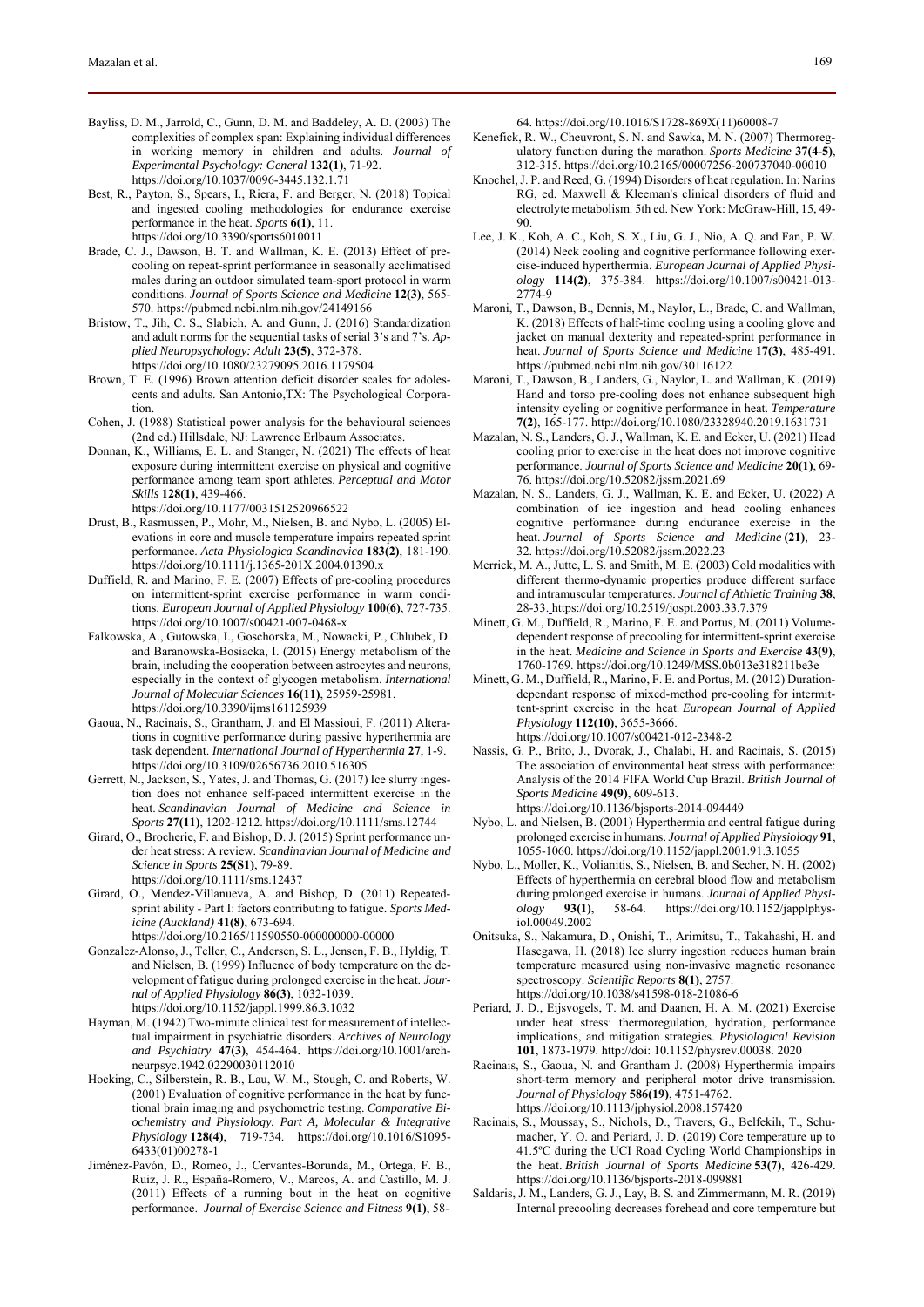Bayliss, D. M., Jarrold, C., Gunn, D. M. and Baddeley, A. D. (2003) The complexities of complex span: Explaining individual differences in working memory in children and adults. *Journal of Experimental Psychology: General* **132(1)**, 71-92. https://doi.org/10.1037/0096-3445.132.1.71

Best, R., Payton, S., Spears, I., Riera, F. and Berger, N. (2018) Topical and ingested cooling methodologies for endurance exercise performance in the heat. *Sports* **6(1)**, 11. https://doi.org/10.3390/sports6010011

Brade, C. J., Dawson, B. T. and Wallman, K. E. (2013) Effect of pre-cooling on repeat-sprint performance in seasonally acclimatised males during an outdoor simulated team-sport protocol in warm conditions. *Journal of Sports Science and Medicine* **12(3)**, 565-570. https://pubmed.ncbi.nlm.nih.gov/24149166

Bristow, T., Jih, C. S., Slabich, A. and Gunn, J. (2016) Standardization and adult norms for the sequential tasks of serial 3's and 7's. *Applied Neuropsychology: Adult* **23(5)**, 372-378. https://doi.org/10.1080/23279095.2016.1179504

Brown, T. E. (1996) Brown attention deficit disorder scales for adolescents and adults. San Antonio,TX: The Psychological Corporation.

Cohen, J. (1988) Statistical power analysis for the behavioural sciences (2nd ed.) Hillsdale, NJ: Lawrence Erlbaum Associates.

Donnan, K., Williams, E. L. and Stanger, N. (2021) The effects of heat exposure during intermittent exercise on physical and cognitive performance among team sport athletes. *Perceptual and Motor Skills* **128(1)**, 439-466. https://doi.org/10.1177/0031512520966522

Drust, B., Rasmussen, P., Mohr, M., Nielsen, B. and Nybo, L. (2005) Elevations in core and muscle temperature impairs repeated sprint performance. *Acta Physiologica Scandinavica* **183(2)**, 181-190. https://doi.org/10.1111/j.1365-201X.2004.01390.x

Duffield, R. and Marino, F. E. (2007) Effects of pre-cooling procedures on intermittent-sprint exercise performance in warm conditions. *European Journal of Applied Physiology* **100(6)**, 727-735. https://doi.org/10.1007/s00421-007-0468-x

Falkowska, A., Gutowska, I., Goschorska, M., Nowacki, P., Chlubek, D. and Baranowska-Bosiacka, I. (2015) Energy metabolism of the brain, including the cooperation between astrocytes and neurons, especially in the context of glycogen metabolism. *International Journal of Molecular Sciences* **16(11)**, 25959-25981. https://doi.org/10.3390/ijms161125939

Gaoua, N., Racinais, S., Grantham, J. and El Massioui, F. (2011) Alterations in cognitive performance during passive hyperthermia are task dependent. *International Journal of Hyperthermia* **27**, 1-9. https://doi.org/10.3109/02656736.2010.516305

Gerrett, N., Jackson, S., Yates, J. and Thomas, G. (2017) Ice slurry ingestion does not enhance self-paced intermittent exercise in the heat. *Scandinavian Journal of Medicine and Science in Sports* **27(11)**, 1202-1212. https://doi.org/10.1111/sms.12744

Girard, O., Brocherie, F. and Bishop, D. J. (2015) Sprint performance under heat stress: A review. *Scandinavian Journal of Medicine and Science in Sports* **25(S1)**, 79-89. https://doi.org/10.1111/sms.12437

Girard, O., Mendez-Villanueva, A. and Bishop, D. (2011) Repeated-sprint ability - Part I: factors contributing to fatigue. *Sports Medicine (Auckland)* **41(8)**, 673-694. https://doi.org/10.2165/11590550-000000000-00000

Gonzalez-Alonso, J., Teller, C., Andersen, S. L., Jensen, F. B., Hyldig, T. and Nielsen, B. (1999) Influence of body temperature on the development of fatigue during prolonged exercise in the heat. *Journal of Applied Physiology* **86(3)**, 1032-1039. https://doi.org/10.1152/jappl.1999.86.3.1032

Hayman, M. (1942) Two-minute clinical test for measurement of intellectual impairment in psychiatric disorders. *Archives of Neurology and Psychiatry* **47(3)**, 454-464. https://doi.org/10.1001/archneurpsyc.1942.02290030112010

Hocking, C., Silberstein, R. B., Lau, W. M., Stough, C. and Roberts, W. (2001) Evaluation of cognitive performance in the heat by functional brain imaging and psychometric testing. *Comparative Biochemistry and Physiology. Part A, Molecular & Integrative Physiology* **128(4)**, 719-734. https://doi.org/10.1016/S1095-6433(01)00278-1

Jiménez-Pavón, D., Romeo, J., Cervantes-Borunda, M., Ortega, F. B., Ruiz, J. R., España-Romero, V., Marcos, A. and Castillo, M. J. (2011) Effects of a running bout in the heat on cognitive performance. *Journal of Exercise Science and Fitness* **9(1)**, 58-64. https://doi.org/10.1016/S1728-869X(11)60008-7

Kenefick, R. W., Cheuvront, S. N. and Sawka, M. N. (2007) Thermoregulatory function during the marathon. *Sports Medicine* **37(4-5)**, 312-315. https://doi.org/10.2165/00007256-200737040-00010

Knochel, J. P. and Reed, G. (1994) Disorders of heat regulation. In: Narins RG, ed. Maxwell & Kleeman's clinical disorders of fluid and electrolyte metabolism. 5th ed. New York: McGraw-Hill, 15, 49-90.

Lee, J. K., Koh, A. C., Koh, S. X., Liu, G. J., Nio, A. Q. and Fan, P. W. (2014) Neck cooling and cognitive performance following exercise-induced hyperthermia. *European Journal of Applied Physiology* **114(2)**, 375-384. https://doi.org/10.1007/s00421-013-2774-9

Maroni, T., Dawson, B., Dennis, M., Naylor, L., Brade, C. and Wallman, K. (2018) Effects of half-time cooling using a cooling glove and jacket on manual dexterity and repeated-sprint performance in heat. *Journal of Sports Science and Medicine* **17(3)**, 485-491. https://pubmed.ncbi.nlm.nih.gov/30116122

Maroni, T., Dawson, B., Landers, G., Naylor, L. and Wallman, K. (2019) Hand and torso pre-cooling does not enhance subsequent high intensity cycling or cognitive performance in heat. *Temperature* **7(2)**, 165-177. http://doi.org/10.1080/23328940.2019.1631731

Mazalan, N. S., Landers, G. J., Wallman, K. E. and Ecker, U. (2021) Head cooling prior to exercise in the heat does not improve cognitive performance. *Journal of Sports Science and Medicine* **20(1)**, 69-76. https://doi.org/10.52082/jssm.2021.69

Mazalan, N. S., Landers, G. J., Wallman, K. E. and Ecker, U. (2022) A combination of ice ingestion and head cooling enhances cognitive performance during endurance exercise in the heat. *Journal of Sports Science and Medicine* **(21)**, 23-32. https://doi.org/10.52082/jssm.2022.23

Merrick, M. A., Jutte, L. S. and Smith, M. E. (2003) Cold modalities with different thermo-dynamic properties produce different surface and intramuscular temperatures. *Journal of Athletic Training* **38**, 28-33. https://doi.org/10.2519/jospt.2003.33.7.379

Minett, G. M., Duffield, R., Marino, F. E. and Portus, M. (2011) Volume-dependent response of precooling for intermittent-sprint exercise in the heat. *Medicine and Science in Sports and Exercise* **43(9)**, 1760-1769. https://doi.org/10.1249/MSS.0b013e318211be3e

Minett, G. M., Duffield, R., Marino, F. E. and Portus, M. (2012) Duration-dependant response of mixed-method pre-cooling for intermittent-sprint exercise in the heat. *European Journal of Applied Physiology* **112(10)**, 3655-3666. https://doi.org/10.1007/s00421-012-2348-2

Nassis, G. P., Brito, J., Dvorak, J., Chalabi, H. and Racinais, S. (2015) The association of environmental heat stress with performance: Analysis of the 2014 FIFA World Cup Brazil. *British Journal of Sports Medicine* **49(9)**, 609-613. https://doi.org/10.1136/bjsports-2014-094449

Nybo, L. and Nielsen, B. (2001) Hyperthermia and central fatigue during prolonged exercise in humans. *Journal of Applied Physiology* **91**, 1055-1060. https://doi.org/10.1152/jappl.2001.91.3.1055

Nybo, L., Moller, K., Volianitis, S., Nielsen, B. and Secher, N. H. (2002) Effects of hyperthermia on cerebral blood flow and metabolism during prolonged exercise in humans. *Journal of Applied Physiology* **93(1)**, 58-64. https://doi.org/10.1152/japplphysiol.00049.2002

Onitsuka, S., Nakamura, D., Onishi, T., Arimitsu, T., Takahashi, H. and Hasegawa, H. (2018) Ice slurry ingestion reduces human brain temperature measured using non-invasive magnetic resonance spectroscopy. *Scientific Reports* **8(1)**, 2757. https://doi.org/10.1038/s41598-018-21086-6

Periard, J. D., Eijsvogels, T. M. and Daanen, H. A. M. (2021) Exercise under heat stress: thermoregulation, hydration, performance implications, and mitigation strategies. *Physiological Revision* **101**, 1873-1979. http://doi: 10.1152/physrev.00038. 2020

Racinais, S., Gaoua, N. and Grantham J. (2008) Hyperthermia impairs short-term memory and peripheral motor drive transmission. *Journal of Physiology* **586(19)**, 4751-4762. https://doi.org/10.1113/jphysiol.2008.157420

Racinais, S., Moussay, S., Nichols, D., Travers, G., Belfekih, T., Schumacher, Y. O. and Periard, J. D. (2019) Core temperature up to 41.5ºC during the UCI Road Cycling World Championships in the heat. *British Journal of Sports Medicine* **53(7)**, 426-429. https://doi.org/10.1136/bjsports-2018-099881

Saldaris, J. M., Landers, G. J., Lay, B. S. and Zimmermann, M. R. (2019) Internal precooling decreases forehead and core temperature but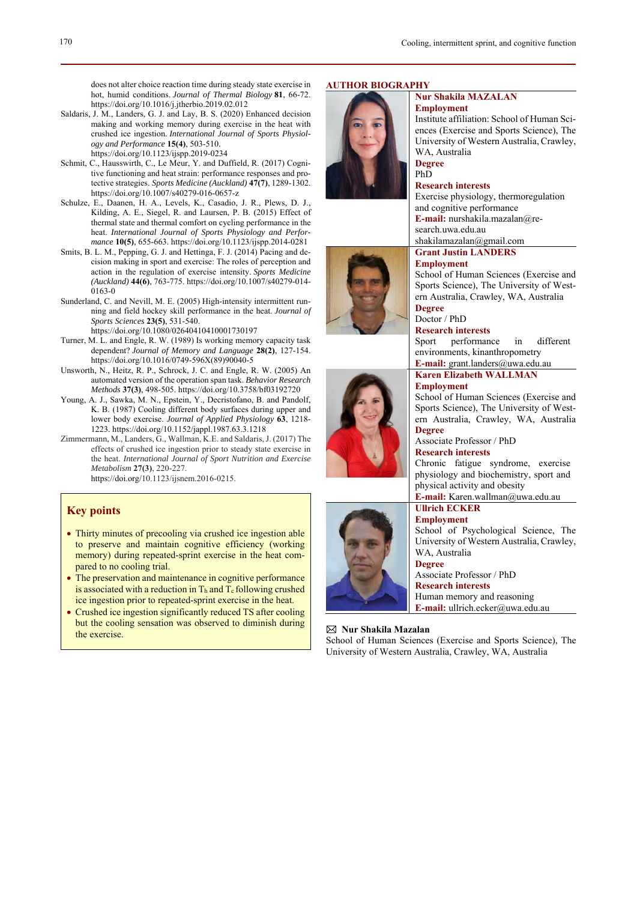does not alter choice reaction time during steady state exercise in hot, humid conditions. *Journal of Thermal Biology* **81**, 66-72. https://doi.org/10.1016/j.jtherbio.2019.02.012

Saldaris, J. M., Landers, G. J. and Lay, B. S. (2020) Enhanced decision making and working memory during exercise in the heat with crushed ice ingestion. *International Journal of Sports Physiology and Performance* **15(4)**, 503-510. https://doi.org/10.1123/ijspp.2019-0234

Schmit, C., Hausswirth, C., Le Meur, Y. and Duffield, R. (2017) Cognitive functioning and heat strain: performance responses and protective strategies. *Sports Medicine (Auckland)* **47(7)**, 1289-1302. https://doi.org/10.1007/s40279-016-0657-z

Schulze, E., Daanen, H. A., Levels, K., Casadio, J. R., Plews, D. J., Kilding, A. E., Siegel, R. and Laursen, P. B. (2015) Effect of thermal state and thermal comfort on cycling performance in the heat. *International Journal of Sports Physiology and Performance* **10(5)**, 655-663. https://doi.org/10.1123/ijspp.2014-0281

Smits, B. L. M., Pepping, G. J. and Hettinga, F. J. (2014) Pacing and decision making in sport and exercise: The roles of perception and action in the regulation of exercise intensity. *Sports Medicine (Auckland)* **44(6)**, 763-775. https://doi.org/10.1007/s40279-014-0163-0

Sunderland, C. and Nevill, M. E. (2005) High-intensity intermittent running and field hockey skill performance in the heat. *Journal of Sports Sciences* **23(5)**, 531-540. https://doi.org/10.1080/02640410410001730197

Turner, M. L. and Engle, R. W. (1989) Is working memory capacity task dependent? *Journal of Memory and Language* **28(2)**, 127-154. https://doi.org/10.1016/0749-596X(89)90040-5

Unsworth, N., Heitz, R. P., Schrock, J. C. and Engle, R. W. (2005) An automated version of the operation span task. *Behavior Research Methods* **37(3)**, 498-505. https://doi.org/10.3758/bf03192720

Young, A. J., Sawka, M. N., Epstein, Y., Decristofano, B. and Pandolf, K. B. (1987) Cooling different body surfaces during upper and lower body exercise. *Journal of Applied Physiology* **63**, 1218-1223. https://doi.org/10.1152/jappl.1987.63.3.1218

Zimmermann, M., Landers, G., Wallman, K.E. and Saldaris, J. (2017) The effects of crushed ice ingestion prior to steady state exercise in the heat. *International Journal of Sport Nutrition and Exercise Metabolism* **27(3)**, 220-227. https://doi.org/10.1123/ijsnem.2016-0215.

## Key points

- Thirty minutes of precooling via crushed ice ingestion able to preserve and maintain cognitive efficiency (working memory) during repeated-sprint exercise in the heat compared to no cooling trial.
- The preservation and maintenance in cognitive performance is associated with a reduction in $T_h$ and $T_c$ following crushed ice ingestion prior to repeated-sprint exercise in the heat.
- Crushed ice ingestion significantly reduced TS after cooling but the cooling sensation was observed to diminish during the exercise.

## AUTHOR BIOGRAPHY

**Nur Shakila MAZALAN**
**Employment**
Institute affiliation: School of Human Sciences (Exercise and Sports Science), The University of Western Australia, Crawley, WA, Australia
**Degree**
PhD
**Research interests**
Exercise physiology, thermoregulation and cognitive performance
**E-mail:** nurshakila.mazalan@research.uwa.edu.au
shakilamazalan@gmail.com

**Grant Justin LANDERS**
**Employment**
School of Human Sciences (Exercise and Sports Science), The University of Western Australia, Crawley, WA, Australia
**Degree**
Doctor / PhD
**Research interests**
Sport performance in different environments, kinanthropometry
**E-mail:** grant.landers@uwa.edu.au

**Karen Elizabeth WALLMAN**
**Employment**
School of Human Sciences (Exercise and Sports Science), The University of Western Australia, Crawley, WA, Australia
**Degree**
Associate Professor / PhD
**Research interests**
Chronic fatigue syndrome, exercise physiology and biochemistry, sport and physical activity and obesity
**E-mail:** Karen.wallman@uwa.edu.au

**Ullrich ECKER**
**Employment**
School of Psychological Science, The University of Western Australia, Crawley, WA, Australia
**Degree**
Associate Professor / PhD
**Research interests**
Human memory and reasoning
**E-mail:** ullrich.ecker@uwa.edu.au

✉ **Nur Shakila Mazalan**
School of Human Sciences (Exercise and Sports Science), The University of Western Australia, Crawley, WA, Australia